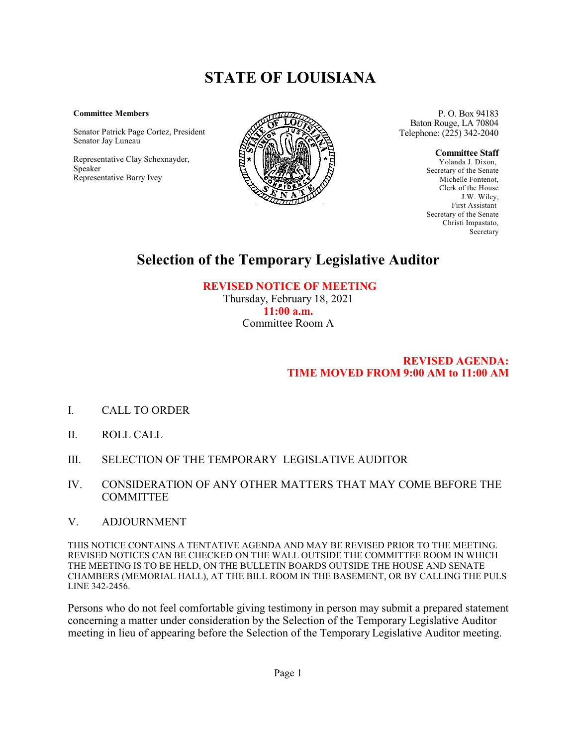# STATE OF LOUISIANA

**Committee Members**

Senator Patrick Page Cortez, President
Senator Jay Luneau

Representative Clay Schexnayder, Speaker
Representative Barry Ivey

P. O. Box 94183
Baton Rouge, LA 70804
Telephone: (225) 342-2040

**Committee Staff**
Yolanda J. Dixon, Secretary of the Senate
Michelle Fontenot, Clerk of the House
J.W. Wiley, First Assistant Secretary of the Senate
Christi Impastato, Secretary

## Selection of the Temporary Legislative Auditor

**REVISED NOTICE OF MEETING**
Thursday, February 18, 2021
**11:00 a.m.**
Committee Room A

**REVISED AGENDA:
TIME MOVED FROM 9:00 AM to 11:00 AM**

I. CALL TO ORDER

II. ROLL CALL

III. SELECTION OF THE TEMPORARY LEGISLATIVE AUDITOR

IV. CONSIDERATION OF ANY OTHER MATTERS THAT MAY COME BEFORE THE COMMITTEE

V. ADJOURNMENT

THIS NOTICE CONTAINS A TENTATIVE AGENDA AND MAY BE REVISED PRIOR TO THE MEETING. REVISED NOTICES CAN BE CHECKED ON THE WALL OUTSIDE THE COMMITTEE ROOM IN WHICH THE MEETING IS TO BE HELD, ON THE BULLETIN BOARDS OUTSIDE THE HOUSE AND SENATE CHAMBERS (MEMORIAL HALL), AT THE BILL ROOM IN THE BASEMENT, OR BY CALLING THE PULS LINE 342-2456.

Persons who do not feel comfortable giving testimony in person may submit a prepared statement concerning a matter under consideration by the Selection of the Temporary Legislative Auditor meeting in lieu of appearing before the Selection of the Temporary Legislative Auditor meeting.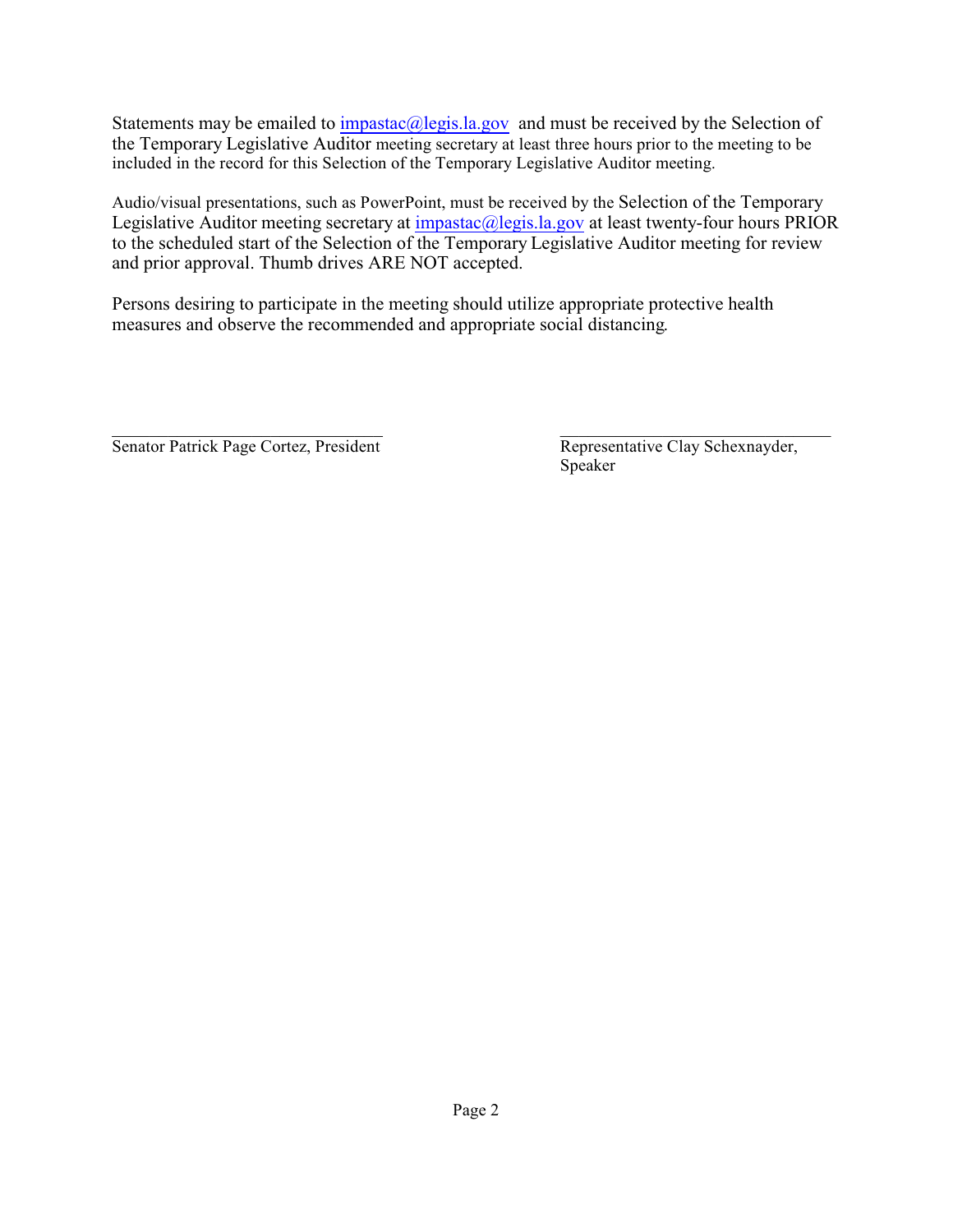Statements may be emailed to impastac@legis.la.gov and must be received by the Selection of the Temporary Legislative Auditor meeting secretary at least three hours prior to the meeting to be included in the record for this Selection of the Temporary Legislative Auditor meeting.

Audio/visual presentations, such as PowerPoint, must be received by the Selection of the Temporary Legislative Auditor meeting secretary at impastac@legis.la.gov at least twenty-four hours PRIOR to the scheduled start of the Selection of the Temporary Legislative Auditor meeting for review and prior approval. Thumb drives ARE NOT accepted.

Persons desiring to participate in the meeting should utilize appropriate protective health measures and observe the recommended and appropriate social distancing.

| | |
|---|---|
| \_\_\_\_\_\_\_\_\_\_\_\_\_\_\_\_\_\_\_\_\_\_\_\_\_\_\_\_\_\_ | \_\_\_\_\_\_\_\_\_\_\_\_\_\_\_\_\_\_\_\_\_\_\_\_\_\_\_\_\_\_ |
| Senator Patrick Page Cortez, President | Representative Clay Schexnayder, Speaker |